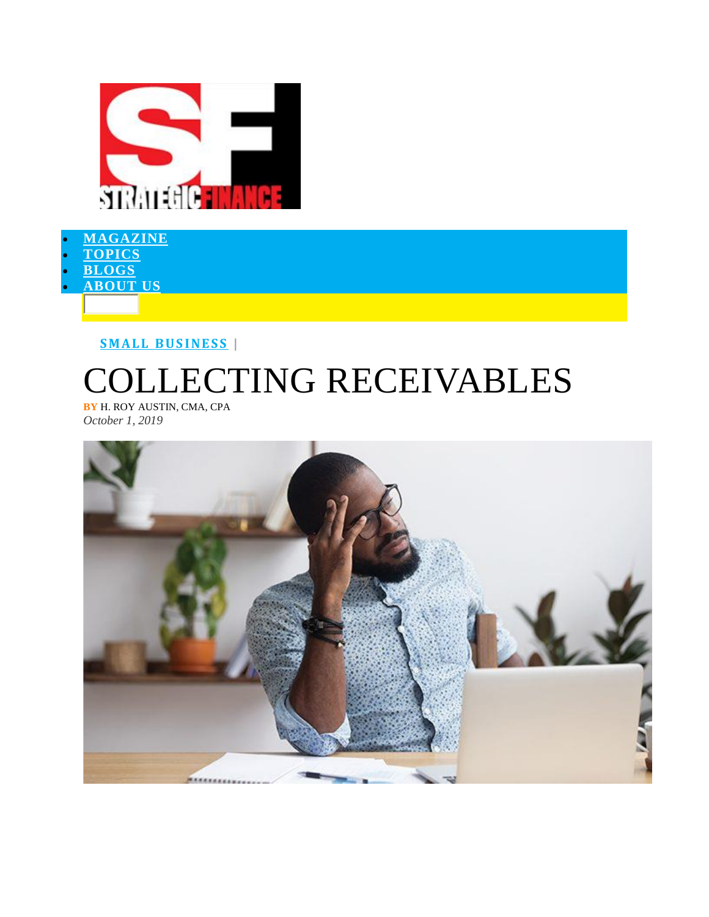- MAGAZINE
- TOPICS
- BLOGS
- ABOUT US

SMALL BUSINESS |

# COLLECTING RECEIVABLES

**BY** H. ROY AUSTIN, CMA, CPA

*October 1, 2019*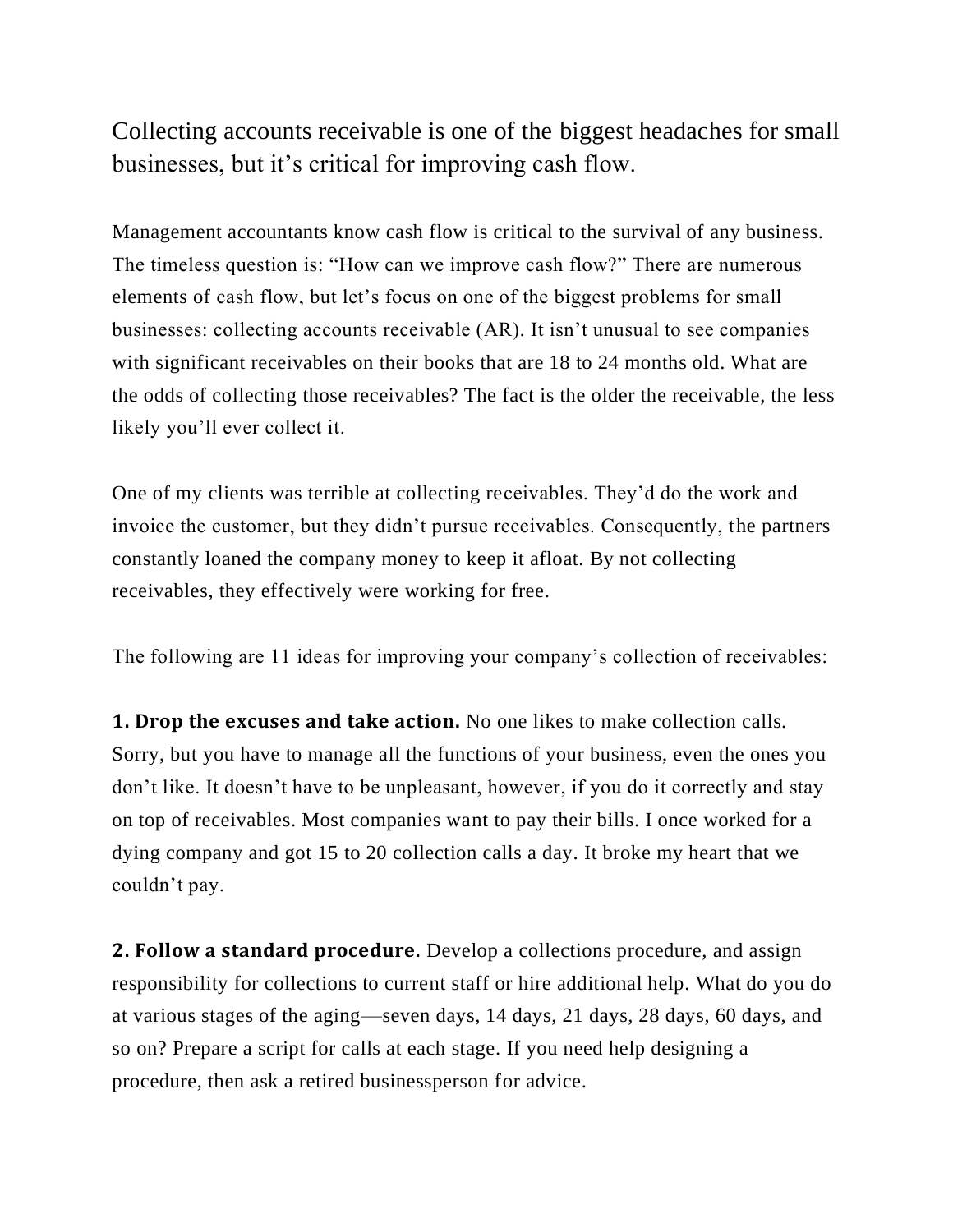Collecting accounts receivable is one of the biggest headaches for small businesses, but it's critical for improving cash flow.

Management accountants know cash flow is critical to the survival of any business. The timeless question is: "How can we improve cash flow?" There are numerous elements of cash flow, but let's focus on one of the biggest problems for small businesses: collecting accounts receivable (AR). It isn't unusual to see companies with significant receivables on their books that are 18 to 24 months old. What are the odds of collecting those receivables? The fact is the older the receivable, the less likely you'll ever collect it.

One of my clients was terrible at collecting receivables. They'd do the work and invoice the customer, but they didn't pursue receivables. Consequently, the partners constantly loaned the company money to keep it afloat. By not collecting receivables, they effectively were working for free.

The following are 11 ideas for improving your company's collection of receivables:

**1. Drop the excuses and take action.** No one likes to make collection calls. Sorry, but you have to manage all the functions of your business, even the ones you don't like. It doesn't have to be unpleasant, however, if you do it correctly and stay on top of receivables. Most companies want to pay their bills. I once worked for a dying company and got 15 to 20 collection calls a day. It broke my heart that we couldn't pay.

**2. Follow a standard procedure.** Develop a collections procedure, and assign responsibility for collections to current staff or hire additional help. What do you do at various stages of the aging—seven days, 14 days, 21 days, 28 days, 60 days, and so on? Prepare a script for calls at each stage. If you need help designing a procedure, then ask a retired businessperson for advice.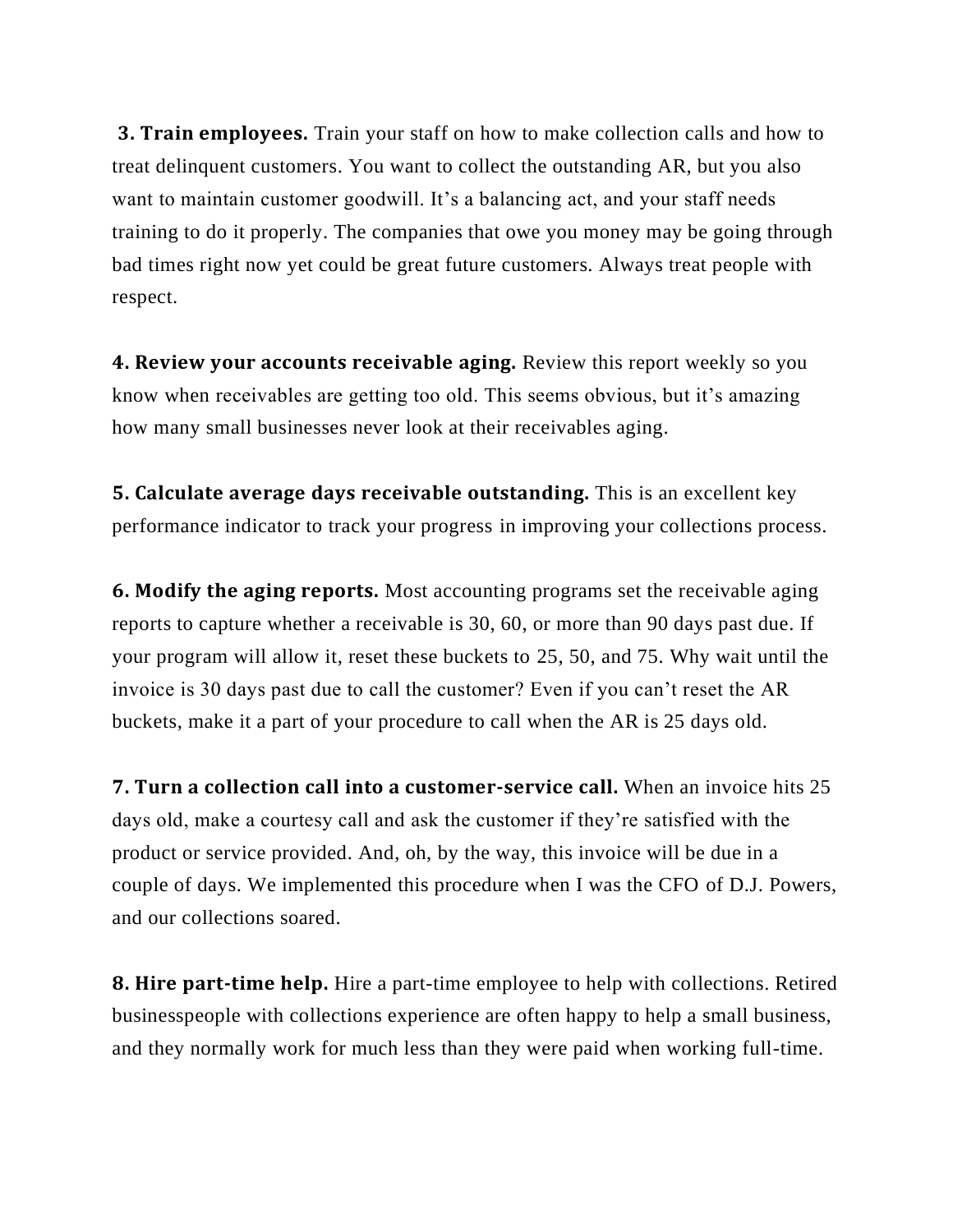**3. Train employees.** Train your staff on how to make collection calls and how to treat delinquent customers. You want to collect the outstanding AR, but you also want to maintain customer goodwill. It's a balancing act, and your staff needs training to do it properly. The companies that owe you money may be going through bad times right now yet could be great future customers. Always treat people with respect.

**4. Review your accounts receivable aging.** Review this report weekly so you know when receivables are getting too old. This seems obvious, but it's amazing how many small businesses never look at their receivables aging.

**5. Calculate average days receivable outstanding.** This is an excellent key performance indicator to track your progress in improving your collections process.

**6. Modify the aging reports.** Most accounting programs set the receivable aging reports to capture whether a receivable is 30, 60, or more than 90 days past due. If your program will allow it, reset these buckets to 25, 50, and 75. Why wait until the invoice is 30 days past due to call the customer? Even if you can't reset the AR buckets, make it a part of your procedure to call when the AR is 25 days old.

**7. Turn a collection call into a customer-service call.** When an invoice hits 25 days old, make a courtesy call and ask the customer if they're satisfied with the product or service provided. And, oh, by the way, this invoice will be due in a couple of days. We implemented this procedure when I was the CFO of D.J. Powers, and our collections soared.

**8. Hire part-time help.** Hire a part-time employee to help with collections. Retired businesspeople with collections experience are often happy to help a small business, and they normally work for much less than they were paid when working full-time.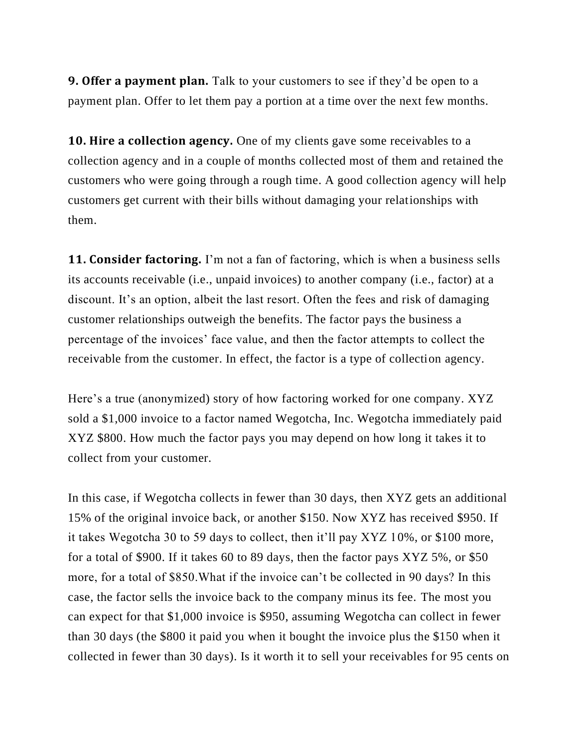**9. Offer a payment plan.** Talk to your customers to see if they'd be open to a payment plan. Offer to let them pay a portion at a time over the next few months.

**10. Hire a collection agency.** One of my clients gave some receivables to a collection agency and in a couple of months collected most of them and retained the customers who were going through a rough time. A good collection agency will help customers get current with their bills without damaging your relationships with them.

**11. Consider factoring.** I'm not a fan of factoring, which is when a business sells its accounts receivable (i.e., unpaid invoices) to another company (i.e., factor) at a discount. It's an option, albeit the last resort. Often the fees and risk of damaging customer relationships outweigh the benefits. The factor pays the business a percentage of the invoices' face value, and then the factor attempts to collect the receivable from the customer. In effect, the factor is a type of collection agency.

Here's a true (anonymized) story of how factoring worked for one company. XYZ sold a $1,000 invoice to a factor named Wegotcha, Inc. Wegotcha immediately paid XYZ $800. How much the factor pays you may depend on how long it takes it to collect from your customer.

In this case, if Wegotcha collects in fewer than 30 days, then XYZ gets an additional 15% of the original invoice back, or another $150. Now XYZ has received $950. If it takes Wegotcha 30 to 59 days to collect, then it'll pay XYZ 10%, or $100 more, for a total of $900. If it takes 60 to 89 days, then the factor pays XYZ 5%, or $50 more, for a total of $850.What if the invoice can't be collected in 90 days? In this case, the factor sells the invoice back to the company minus its fee. The most you can expect for that $1,000 invoice is $950, assuming Wegotcha can collect in fewer than 30 days (the $800 it paid you when it bought the invoice plus the $150 when it collected in fewer than 30 days). Is it worth it to sell your receivables for 95 cents on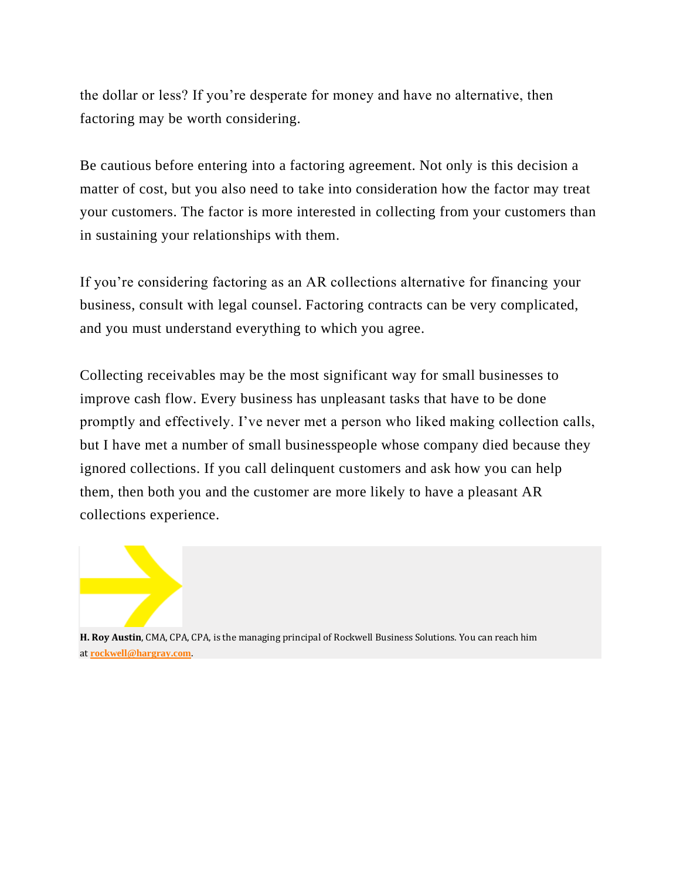the dollar or less? If you're desperate for money and have no alternative, then factoring may be worth considering.

Be cautious before entering into a factoring agreement. Not only is this decision a matter of cost, but you also need to take into consideration how the factor may treat your customers. The factor is more interested in collecting from your customers than in sustaining your relationships with them.

If you're considering factoring as an AR collections alternative for financing your business, consult with legal counsel. Factoring contracts can be very complicated, and you must understand everything to which you agree.

Collecting receivables may be the most significant way for small businesses to improve cash flow. Every business has unpleasant tasks that have to be done promptly and effectively. I've never met a person who liked making collection calls, but I have met a number of small businesspeople whose company died because they ignored collections. If you call delinquent customers and ask how you can help them, then both you and the customer are more likely to have a pleasant AR collections experience.

**H. Roy Austin**, CMA, CPA, CPA, is the managing principal of Rockwell Business Solutions. You can reach him at **rockwell@hargray.com**.